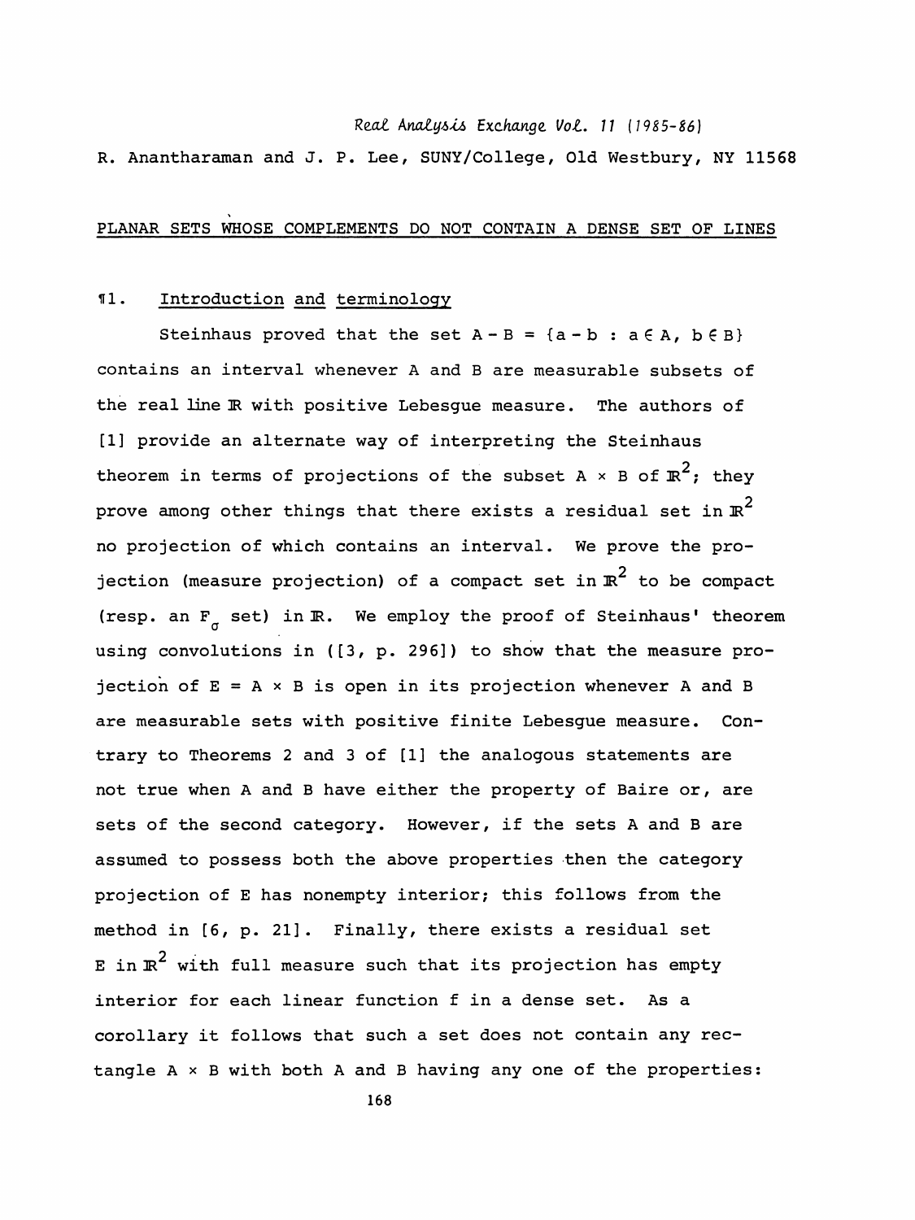R. Anantharaman and J. P. Lee, SUNY/College, Old Westbury, NY 11568

# PLANAR SETS WHOSE COMPLEMENTS DO NOT CONTAIN A DENSE SET OF LINES

## ¶1. Introduction and terminology

Steinhaus proved that the set $A - B = \{a - b : a \in A, b \in B\}$ contains an interval whenever A and B are measurable subsets of the real line $\mathbb{R}$ with positive Lebesgue measure. The authors of [1] provide an alternate way of interpreting the Steinhaus theorem in terms of projections of the subset $A \times B$ of $\mathbb{R}^2$; they prove among other things that there exists a residual set in $\mathbb{R}^2$ no projection of which contains an interval. We prove the projection (measure projection) of a compact set in $\mathbb{R}^2$ to be compact (resp. an $F_\sigma$ set) in $\mathbb{R}$. We employ the proof of Steinhaus' theorem using convolutions in ([3, p. 296]) to show that the measure projection of $E = A \times B$ is open in its projection whenever A and B are measurable sets with positive finite Lebesgue measure. Contrary to Theorems 2 and 3 of [1] the analogous statements are not true when A and B have either the property of Baire or, are sets of the second category. However, if the sets A and B are assumed to possess both the above properties then the category projection of E has nonempty interior; this follows from the method in [6, p. 21]. Finally, there exists a residual set E in $\mathbb{R}^2$ with full measure such that its projection has empty interior for each linear function f in a dense set. As a corollary it follows that such a set does not contain any rectangle $A \times B$ with both A and B having any one of the properties: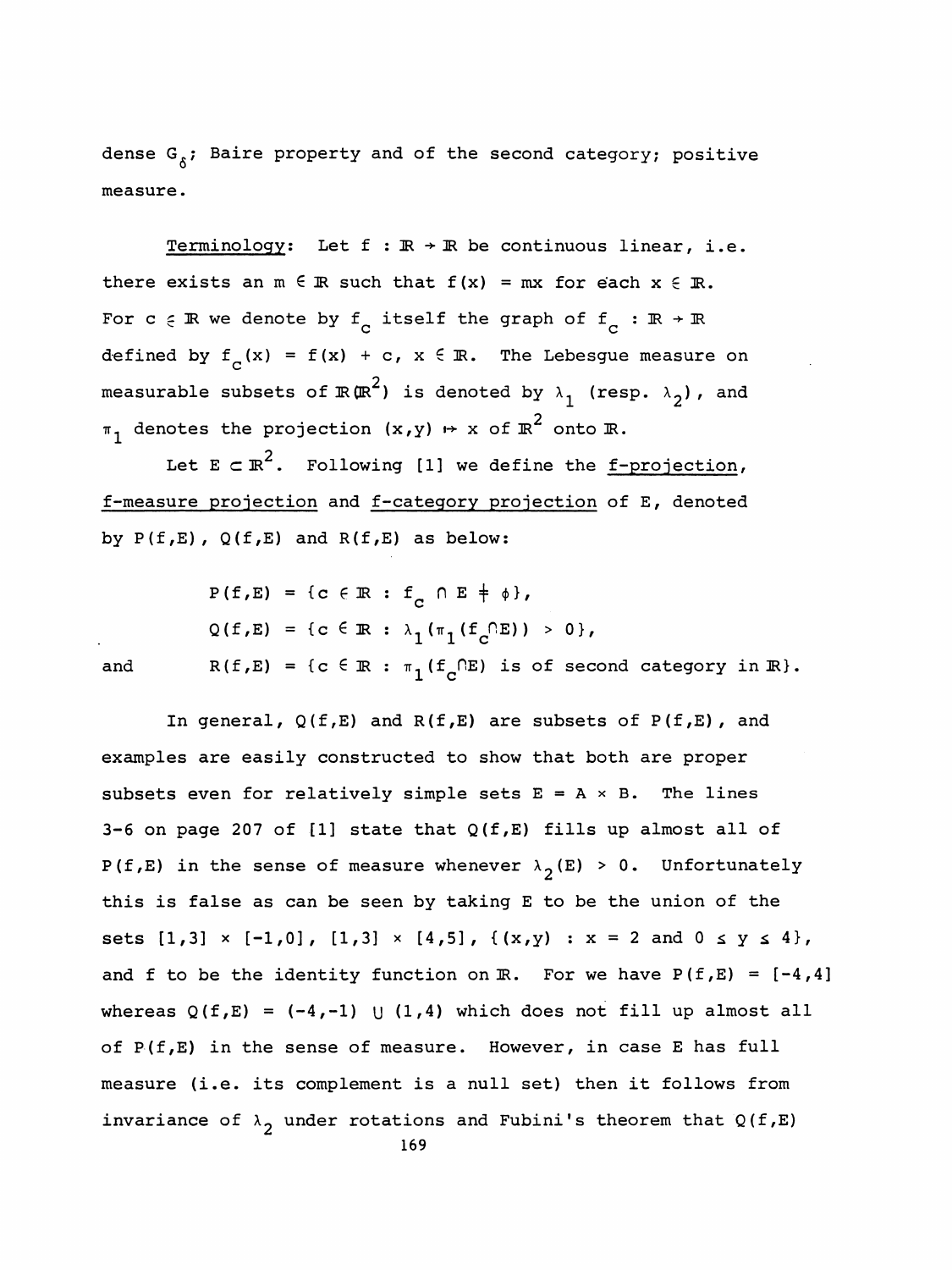dense $G_\delta$; Baire property and of the second category; positive measure.

<u>Terminology</u>: Let $f : \mathbb{R} \to \mathbb{R}$ be continuous linear, i.e. there exists an $m \in \mathbb{R}$ such that $f(x) = mx$ for each $x \in \mathbb{R}$. For $c \in \mathbb{R}$ we denote by $f_c$ itself the graph of $f_c : \mathbb{R} \to \mathbb{R}$ defined by $f_c(x) = f(x) + c$, $x \in \mathbb{R}$. The Lebesgue measure on measurable subsets of $\mathbb{R}(\mathbb{R}^2)$ is denoted by $\lambda_1$ (resp. $\lambda_2$), and $\pi_1$ denotes the projection $(x,y) \mapsto x$ of $\mathbb{R}^2$ onto $\mathbb{R}$.

Let $E \subset \mathbb{R}^2$. Following [1] we define the <u>f-projection</u>, <u>f-measure projection</u> and <u>f-category projection</u> of E, denoted by $P(f,E)$, $Q(f,E)$ and $R(f,E)$ as below:

$$P(f,E) = \{c \in \mathbb{R} : f_c \cap E \neq \phi\},$$

$$Q(f,E) = \{c \in \mathbb{R} : \lambda_1(\pi_1(f_c \cap E)) > 0\},$$

and $$R(f,E) = \{c \in \mathbb{R} : \pi_1(f_c \cap E) \text{ is of second category in } \mathbb{R}\}.$$

In general, $Q(f,E)$ and $R(f,E)$ are subsets of $P(f,E)$, and examples are easily constructed to show that both are proper subsets even for relatively simple sets $E = A \times B$. The lines 3-6 on page 207 of [1] state that $Q(f,E)$ fills up almost all of $P(f,E)$ in the sense of measure whenever $\lambda_2(E) > 0$. Unfortunately this is false as can be seen by taking E to be the union of the sets $[1,3] \times [-1,0]$, $[1,3] \times [4,5]$, $\{(x,y) : x = 2 \text{ and } 0 \leq y \leq 4\}$, and f to be the identity function on $\mathbb{R}$. For we have $P(f,E) = [-4,4]$ whereas $Q(f,E) = (-4,-1) \cup (1,4)$ which does not fill up almost all of $P(f,E)$ in the sense of measure. However, in case E has full measure (i.e. its complement is a null set) then it follows from invariance of $\lambda_2$ under rotations and Fubini's theorem that $Q(f,E)$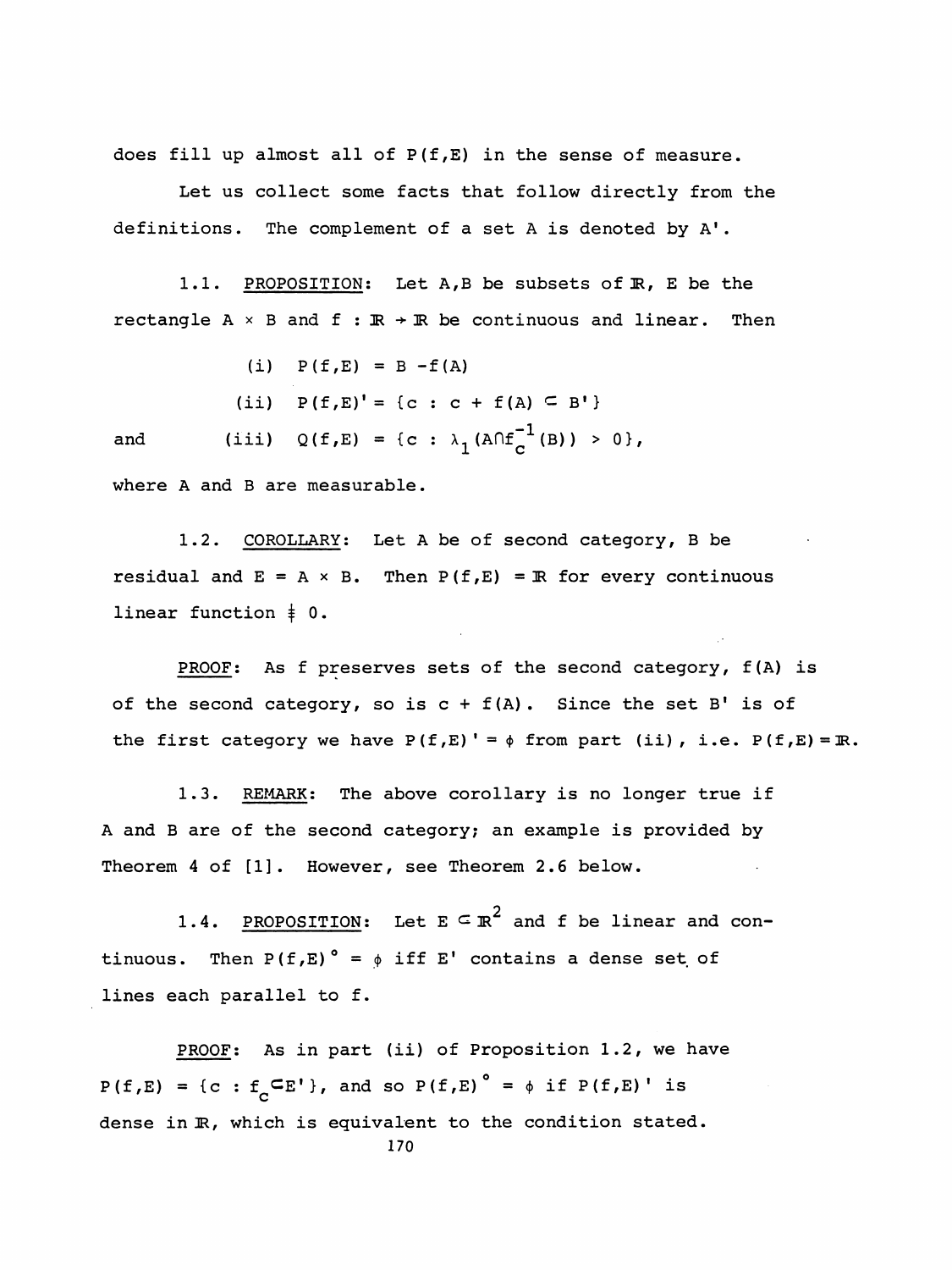does fill up almost all of $P(f,E)$ in the sense of measure.

Let us collect some facts that follow directly from the definitions. The complement of a set A is denoted by $A'$.

1.1. PROPOSITION: Let $A,B$ be subsets of $\mathbb{R}$, $E$ be the rectangle $A \times B$ and $f : \mathbb{R} \to \mathbb{R}$ be continuous and linear. Then

$$\text{(i)} \quad P(f,E) = B - f(A)$$

$$\text{(ii)} \quad P(f,E)' = \{c : c + f(A) \subset B'\}$$

and

$$\text{(iii)} \quad Q(f,E) = \{c : \lambda_1(A \cap f_c^{-1}(B)) > 0\},$$

where A and B are measurable.

1.2. COROLLARY: Let A be of second category, B be residual and $E = A \times B$. Then $P(f,E) = \mathbb{R}$ for every continuous linear function $\not\equiv 0$.

PROOF: As f preserves sets of the second category, $f(A)$ is of the second category, so is $c + f(A)$. Since the set $B'$ is of the first category we have $P(f,E)' = \phi$ from part (ii), i.e. $P(f,E) = \mathbb{R}$.

1.3. REMARK: The above corollary is no longer true if A and B are of the second category; an example is provided by Theorem 4 of [1]. However, see Theorem 2.6 below.

1.4. PROPOSITION: Let $E \subset \mathbb{R}^2$ and f be linear and continuous. Then $P(f,E)^\circ = \phi$ iff $E'$ contains a dense set of lines each parallel to f.

PROOF: As in part (ii) of Proposition 1.2, we have $P(f,E) = \{c : f_c \subset E'\}$, and so $P(f,E)^\circ = \phi$ if $P(f,E)'$ is dense in $\mathbb{R}$, which is equivalent to the condition stated.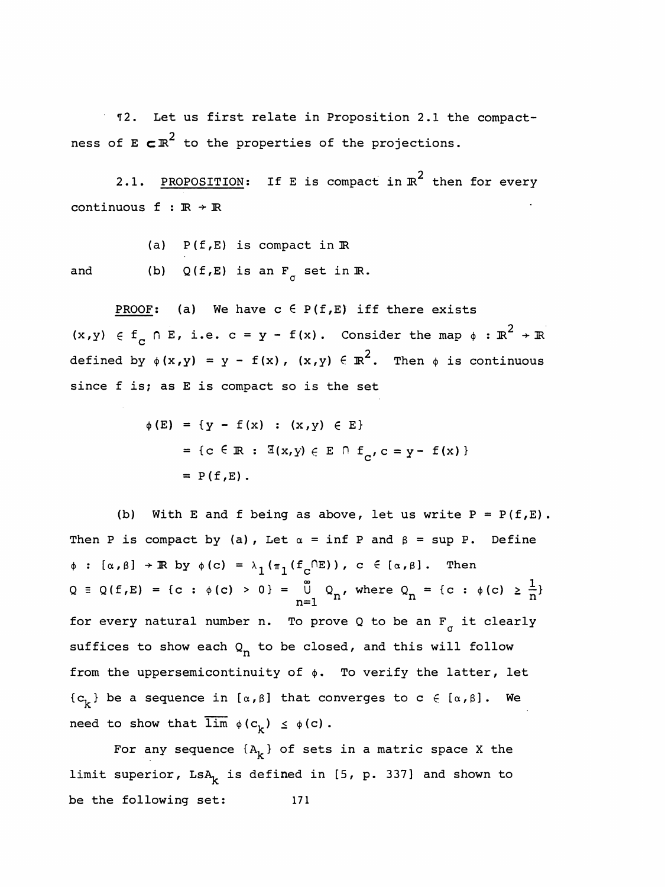¶2. Let us first relate in Proposition 2.1 the compactness of $E \subset \mathbb{R}^2$ to the properties of the projections.

2.1. PROPOSITION: If E is compact in $\mathbb{R}^2$ then for every continuous $f : \mathbb{R} \to \mathbb{R}$

(a) $P(f,E)$ is compact in $\mathbb{R}$

and (b) $Q(f,E)$ is an $F_\sigma$ set in $\mathbb{R}$.

PROOF: (a) We have $c \in P(f,E)$ iff there exists $(x,y) \in f_c \cap E$, i.e. $c = y - f(x)$. Consider the map $\phi : \mathbb{R}^2 \to \mathbb{R}$ defined by $\phi(x,y) = y - f(x)$, $(x,y) \in \mathbb{R}^2$. Then $\phi$ is continuous since f is; as E is compact so is the set

$$\begin{aligned}\phi(E) &= \{y - f(x) : (x,y) \in E\} \\ &= \{c \in \mathbb{R} : \exists (x,y) \in E \cap f_c, c = y - f(x)\} \\ &= P(f,E).\end{aligned}$$

(b) With E and f being as above, let us write $P = P(f,E)$. Then P is compact by (a), Let $\alpha = \inf P$ and $\beta = \sup P$. Define $\phi : [\alpha,\beta] \to \mathbb{R}$ by $\phi(c) = \lambda_1(\pi_1(f_c \cap E))$, $c \in [\alpha,\beta]$. Then $Q \equiv Q(f,E) = \{c : \phi(c) > 0\} = \bigcup_{n=1}^{\infty} Q_n$, where $Q_n = \{c : \phi(c) \geq \frac{1}{n}\}$ for every natural number n. To prove Q to be an $F_\sigma$ it clearly suffices to show each $Q_n$ to be closed, and this will follow from the uppersemicontinuity of $\phi$. To verify the latter, let $\{c_k\}$ be a sequence in $[\alpha,\beta]$ that converges to $c \in [\alpha,\beta]$. We need to show that $\overline{\lim}\ \phi(c_k) \leq \phi(c)$.

For any sequence $\{A_k\}$ of sets in a matric space X the limit superior, $LsA_k$ is defined in [5, p. 337] and shown to be the following set: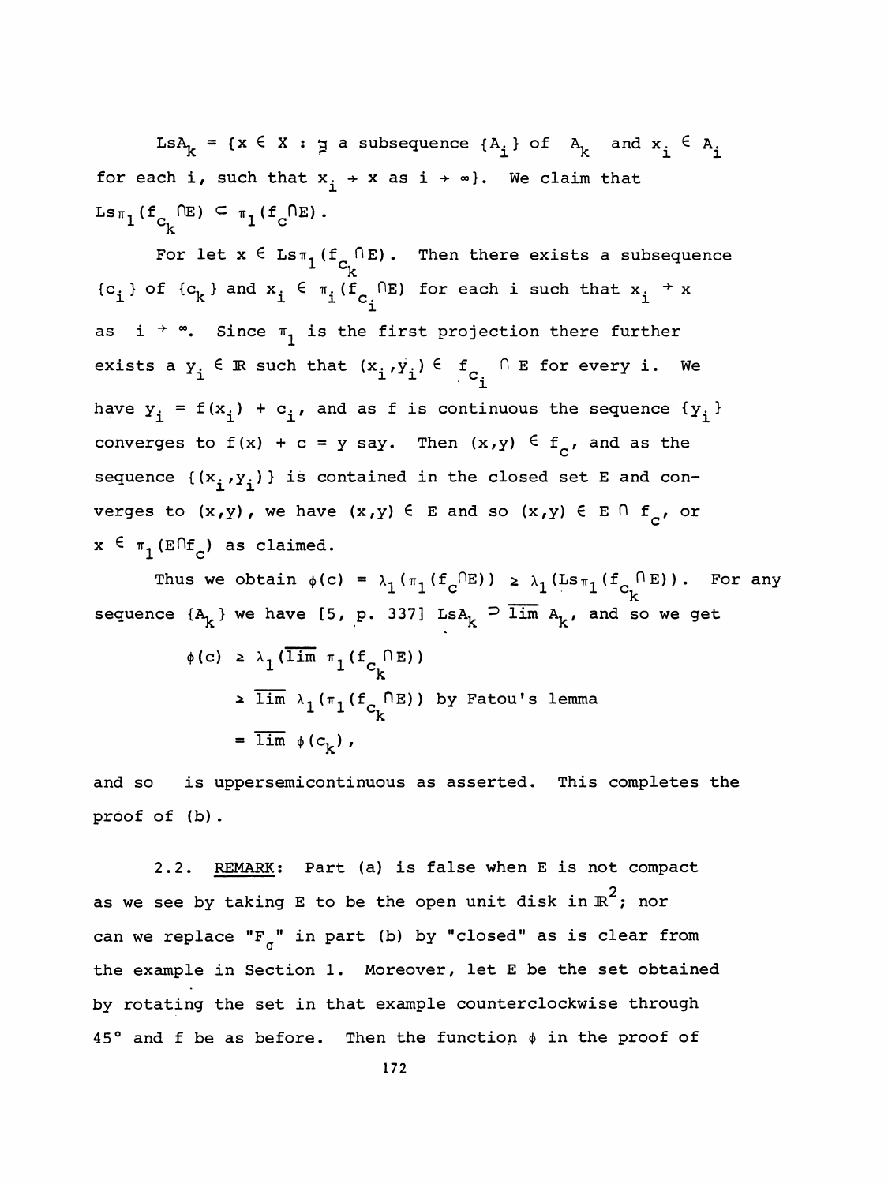$\text{Ls}A_k = \{x \in X : \exists$ a subsequence $\{A_i\}$ of $A_k$ and $x_i \in A_i$ for each i, such that $x_i \to x$ as $i \to \infty\}$. We claim that $\text{Ls}\pi_1(f_{c_k} \cap E) \subset \pi_1(f_c \cap E)$.

For let $x \in \text{Ls}\pi_1(f_{c_k} \cap E)$. Then there exists a subsequence $\{c_i\}$ of $\{c_k\}$ and $x_i \in \pi_i(f_{c_i} \cap E)$ for each i such that $x_i \to x$ as $i \to \infty$. Since $\pi_1$ is the first projection there further exists a $y_i \in \mathbb{R}$ such that $(x_i, y_i) \in f_{c_i} \cap E$ for every i. We have $y_i = f(x_i) + c_i$, and as f is continuous the sequence $\{y_i\}$ converges to $f(x) + c = y$ say. Then $(x,y) \in f_c$, and as the sequence $\{(x_i, y_i)\}$ is contained in the closed set E and converges to $(x,y)$, we have $(x,y) \in E$ and so $(x,y) \in E \cap f_c$, or $x \in \pi_1(E \cap f_c)$ as claimed.

Thus we obtain $\phi(c) = \lambda_1(\pi_1(f_c \cap E)) \geq \lambda_1(\text{Ls}\pi_1(f_{c_k} \cap E))$. For any sequence $\{A_k\}$ we have [5, p. 337] $\text{Ls}A_k \supset \overline{\lim}\, A_k$, and so we get

$$
\begin{aligned}
\phi(c) &\geq \lambda_1(\overline{\lim}\, \pi_1(f_{c_k} \cap E)) \\
&\geq \overline{\lim}\, \lambda_1(\pi_1(f_{c_k} \cap E)) \text{ by Fatou's lemma} \\
&= \overline{\lim}\, \phi(c_k),
\end{aligned}
$$

and so is uppersemicontinuous as asserted. This completes the proof of (b).

2.2. REMARK: Part (a) is false when E is not compact as we see by taking E to be the open unit disk in $\mathbb{R}^2$; nor can we replace "$F_\sigma$" in part (b) by "closed" as is clear from the example in Section 1. Moreover, let E be the set obtained by rotating the set in that example counterclockwise through 45° and f be as before. Then the function $\phi$ in the proof of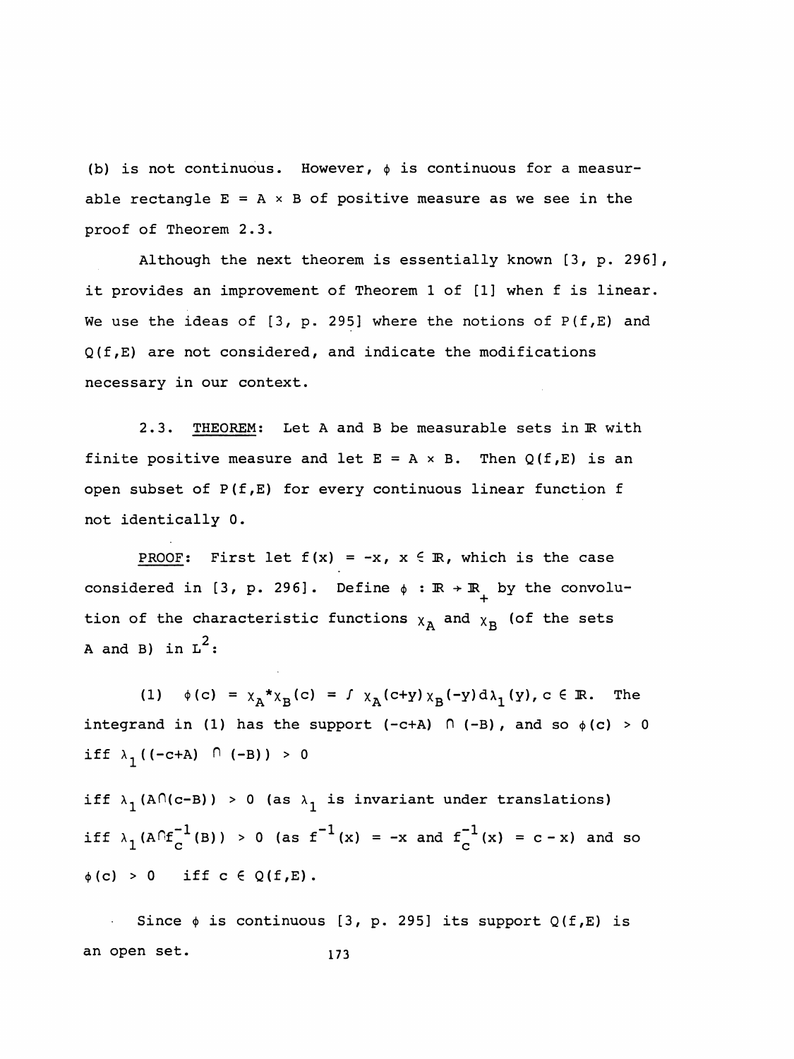(b) is not continuous. However, $\phi$ is continuous for a measurable rectangle $E = A \times B$ of positive measure as we see in the proof of Theorem 2.3.

Although the next theorem is essentially known [3, p. 296], it provides an improvement of Theorem 1 of [1] when f is linear. We use the ideas of [3, p. 295] where the notions of P(f,E) and Q(f,E) are not considered, and indicate the modifications necessary in our context.

2.3. <u>THEOREM</u>: Let A and B be measurable sets in $\mathbb{R}$ with finite positive measure and let $E = A \times B$. Then Q(f,E) is an open subset of P(f,E) for every continuous linear function f not identically 0.

<u>PROOF</u>: First let $f(x) = -x$, $x \in \mathbb{R}$, which is the case considered in [3, p. 296]. Define $\phi : \mathbb{R} \to \mathbb{R}_+$ by the convolution of the characteristic functions $\chi_A$ and $\chi_B$ (of the sets A and B) in $L^2$:

(1) $\phi(c) = \chi_A * \chi_B(c) = \int \chi_A(c+y)\chi_B(-y)\,d\lambda_1(y)$, $c \in \mathbb{R}$. The integrand in (1) has the support $(-c+A) \cap (-B)$, and so $\phi(c) > 0$ iff $\lambda_1((-c+A) \cap (-B)) > 0$

iff $\lambda_1(A \cap (c-B)) > 0$ (as $\lambda_1$ is invariant under translations)
iff $\lambda_1(A \cap f_c^{-1}(B)) > 0$ (as $f^{-1}(x) = -x$ and $f_c^{-1}(x) = c - x$) and so $\phi(c) > 0$ iff $c \in Q(f,E)$.

Since $\phi$ is continuous [3, p. 295] its support Q(f,E) is an open set.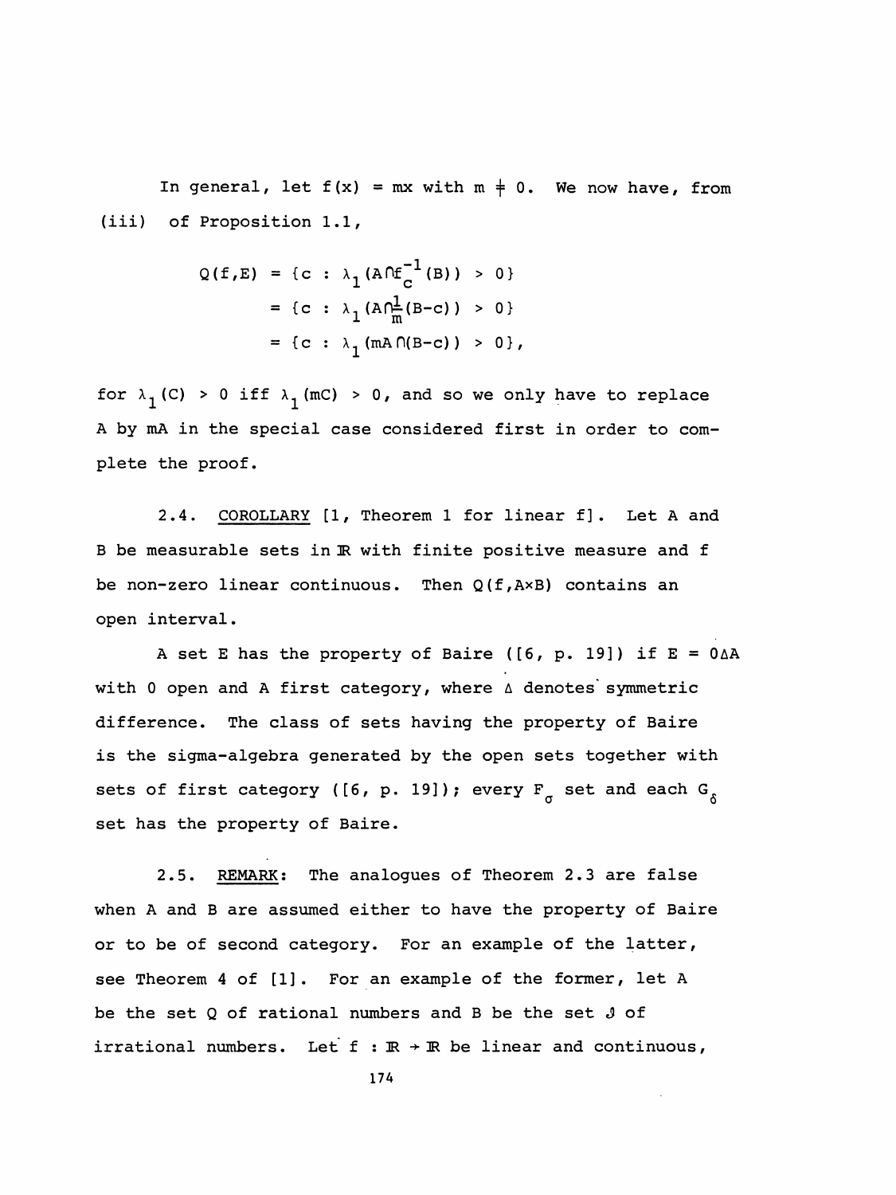In general, let $f(x) = mx$ with $m \neq 0$. We now have, from (iii) of Proposition 1.1,

$$
\begin{aligned}
Q(f,E) &= \{c : \lambda_1(A \cap f_c^{-1}(B)) > 0\} \\
&= \{c : \lambda_1(A \cap \tfrac{1}{m}(B-c)) > 0\} \\
&= \{c : \lambda_1(mA \cap (B-c)) > 0\},
\end{aligned}
$$

for $\lambda_1(C) > 0$ iff $\lambda_1(mC) > 0$, and so we only have to replace $A$ by $mA$ in the special case considered first in order to complete the proof.

2.4. COROLLARY [1, Theorem 1 for linear f]. Let $A$ and $B$ be measurable sets in $\mathbb{R}$ with finite positive measure and $f$ be non-zero linear continuous. Then $Q(f, A \times B)$ contains an open interval.

A set $E$ has the property of Baire ([6, p. 19]) if $E = O \Delta A$ with $O$ open and $A$ first category, where $\Delta$ denotes symmetric difference. The class of sets having the property of Baire is the sigma-algebra generated by the open sets together with sets of first category ([6, p. 19]); every $F_\sigma$ set and each $G_\delta$ set has the property of Baire.

2.5. REMARK: The analogues of Theorem 2.3 are false when $A$ and $B$ are assumed either to have the property of Baire or to be of second category. For an example of the latter, see Theorem 4 of [1]. For an example of the former, let $A$ be the set $Q$ of rational numbers and $B$ be the set $\mathcal{J}$ of irrational numbers. Let $f : \mathbb{R} \to \mathbb{R}$ be linear and continuous,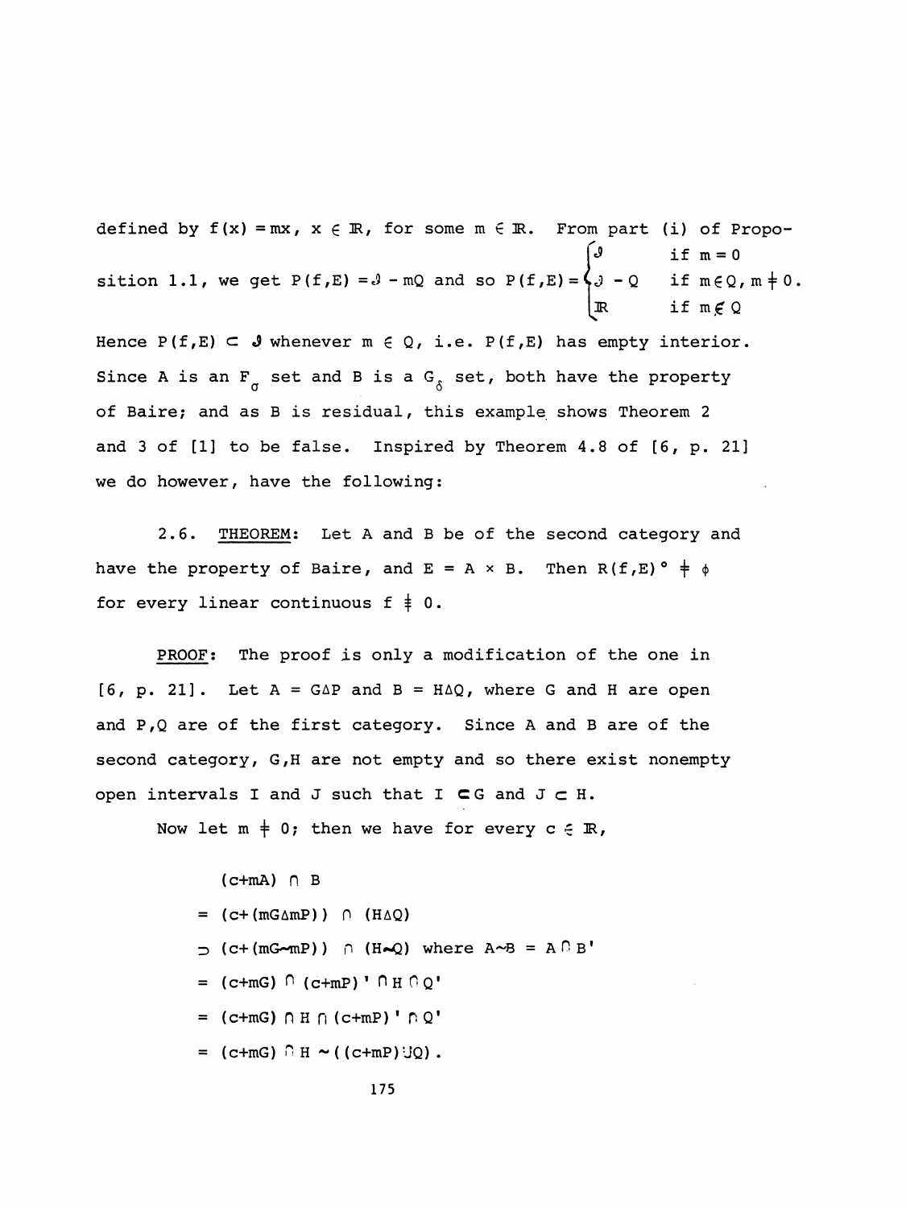defined by $f(x) = mx$, $x \in \mathbb{R}$, for some $m \in \mathbb{R}$. From part (i) of Proposition 1.1, we get $P(f,E) = \mathcal{J} - mQ$ and so $P(f,E) = \begin{cases} \mathcal{J} & \text{if } m = 0 \\ \mathcal{J} - Q & \text{if } m \in Q, m \neq 0. \\ \mathbb{R} & \text{if } m \notin Q \end{cases}$

Hence $P(f,E) \subset \mathcal{J}$ whenever $m \in Q$, i.e. $P(f,E)$ has empty interior. Since A is an $F_\sigma$ set and B is a $G_\delta$ set, both have the property of Baire; and as B is residual, this example shows Theorem 2 and 3 of [1] to be false. Inspired by Theorem 4.8 of [6, p. 21] we do however, have the following:

2.6. THEOREM: Let A and B be of the second category and have the property of Baire, and $E = A \times B$. Then $R(f,E)^\circ \neq \phi$ for every linear continuous $f \not\equiv 0$.

PROOF: The proof is only a modification of the one in [6, p. 21]. Let $A = G \Delta P$ and $B = H \Delta Q$, where G and H are open and P,Q are of the first category. Since A and B are of the second category, G,H are not empty and so there exist nonempty open intervals I and J such that $I \subset G$ and $J \subset H$.

Now let $m \neq 0$; then we have for every $c \in \mathbb{R}$,

$$
\begin{aligned}
&(c+mA) \cap B \\
&= (c+(mG \Delta mP)) \cap (H \Delta Q) \\
&\supset (c+(mG \sim mP)) \cap (H \sim Q) \text{ where } A \sim B = A \cap B' \\
&= (c+mG) \cap (c+mP)' \cap H \cap Q' \\
&= (c+mG) \cap H \cap (c+mP)' \cap Q' \\
&= (c+mG) \cap H \sim ((c+mP) \cup Q).
\end{aligned}
$$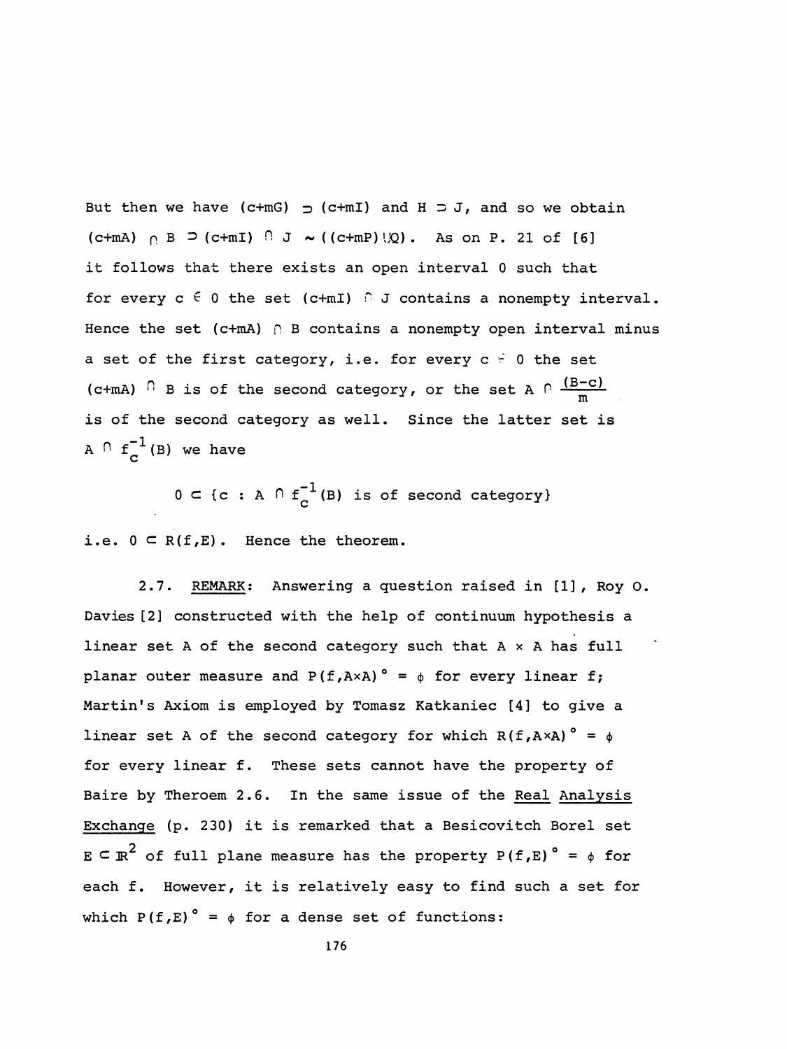But then we have $(c+mG) \supset (c+mI)$ and $H \supset J$, and so we obtain $(c+mA) \cap B \supset (c+mI) \cap J \sim ((c+mP) \cup Q)$. As on P. 21 of [6] it follows that there exists an open interval $0$ such that for every $c \in 0$ the set $(c+mI) \cap J$ contains a nonempty interval. Hence the set $(c+mA) \cap B$ contains a nonempty open interval minus a set of the first category, i.e. for every $c \in 0$ the set $(c+mA) \cap B$ is of the second category, or the set $A \cap \frac{(B-c)}{m}$ is of the second category as well. Since the latter set is $A \cap f_c^{-1}(B)$ we have

$$0 \subset \{c : A \cap f_c^{-1}(B) \text{ is of second category}\}$$

i.e. $0 \subset R(f,E)$. Hence the theorem.

2.7. REMARK: Answering a question raised in [1], Roy O. Davies [2] constructed with the help of continuum hypothesis a linear set A of the second category such that $A \times A$ has full planar outer measure and $P(f,A\times A)^\circ = \phi$ for every linear f; Martin's Axiom is employed by Tomasz Katkaniec [4] to give a linear set A of the second category for which $R(f,A\times A)^\circ = \phi$ for every linear f. These sets cannot have the property of Baire by Theroem 2.6. In the same issue of the Real Analysis Exchange (p. 230) it is remarked that a Besicovitch Borel set $E \subset \mathbb{R}^2$ of full plane measure has the property $P(f,E)^\circ = \phi$ for each f. However, it is relatively easy to find such a set for which $P(f,E)^\circ = \phi$ for a dense set of functions: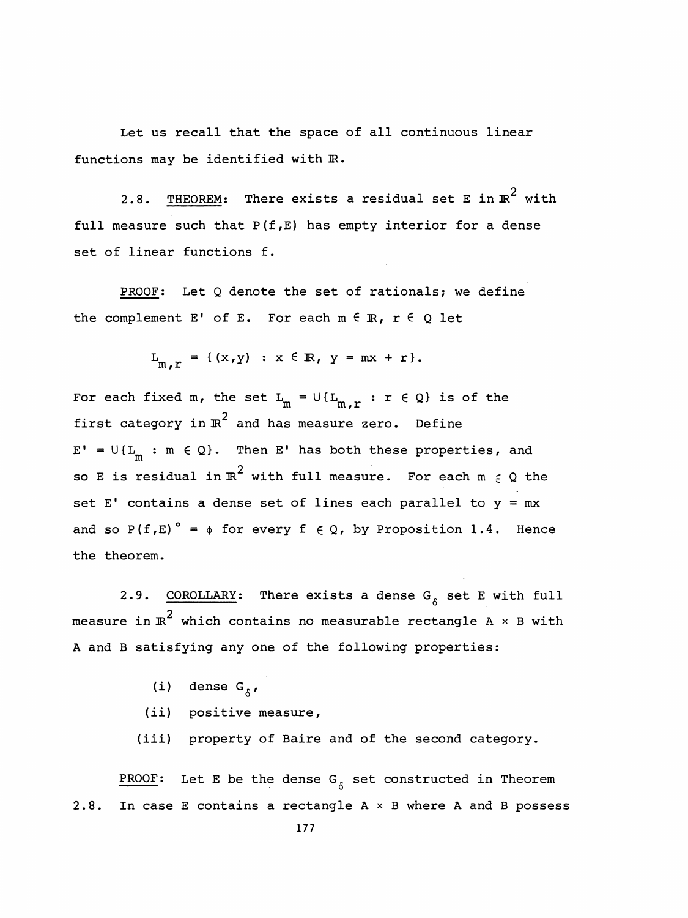Let us recall that the space of all continuous linear functions may be identified with $\mathbb{R}$.

2.8. <u>THEOREM</u>: There exists a residual set $E$ in $\mathbb{R}^2$ with full measure such that $P(f,E)$ has empty interior for a dense set of linear functions $f$.

<u>PROOF</u>: Let $Q$ denote the set of rationals; we define the complement $E'$ of $E$. For each $m \in \mathbb{R}$, $r \in Q$ let

$$L_{m,r} = \{(x,y) : x \in \mathbb{R},\ y = mx + r\}.$$

For each fixed $m$, the set $L_m = \cup\{L_{m,r} : r \in Q\}$ is of the first category in $\mathbb{R}^2$ and has measure zero. Define $E' = \cup\{L_m : m \in Q\}$. Then $E'$ has both these properties, and so $E$ is residual in $\mathbb{R}^2$ with full measure. For each $m \in Q$ the set $E'$ contains a dense set of lines each parallel to $y = mx$ and so $P(f,E)^\circ = \phi$ for every $f \in Q$, by Proposition 1.4. Hence the theorem.

2.9. <u>COROLLARY</u>: There exists a dense $G_\delta$ set $E$ with full measure in $\mathbb{R}^2$ which contains no measurable rectangle $A \times B$ with $A$ and $B$ satisfying any one of the following properties:

(i) dense $G_\delta$,

(ii) positive measure,

(iii) property of Baire and of the second category.

<u>PROOF</u>: Let $E$ be the dense $G_\delta$ set constructed in Theorem 2.8. In case $E$ contains a rectangle $A \times B$ where $A$ and $B$ possess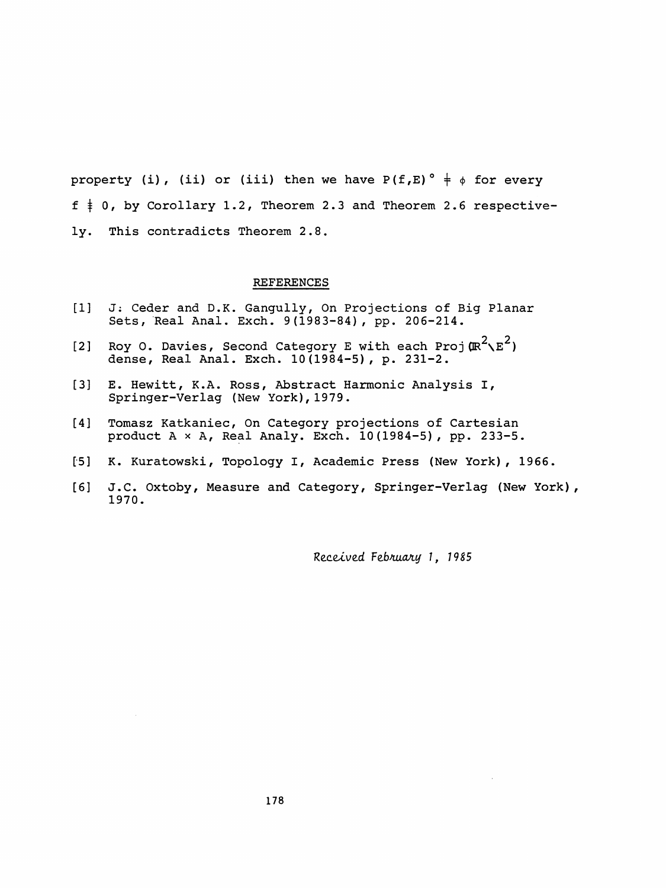property (i), (ii) or (iii) then we have $P(f,E)^{\circ} \neq \phi$ for every $f \neq 0$, by Corollary 1.2, Theorem 2.3 and Theorem 2.6 respectively. This contradicts Theorem 2.8.

## REFERENCES

[1] J. Ceder and D.K. Gangully, On Projections of Big Planar Sets, Real Anal. Exch. 9(1983-84), pp. 206-214.

[2] Roy O. Davies, Second Category E with each Proj$(\mathbb{R}^2\setminus E^2)$ dense, Real Anal. Exch. 10(1984-5), p. 231-2.

[3] E. Hewitt, K.A. Ross, Abstract Harmonic Analysis I, Springer-Verlag (New York), 1979.

[4] Tomasz Katkaniec, On Category projections of Cartesian product A × A, Real Analy. Exch. 10(1984-5), pp. 233-5.

[5] K. Kuratowski, Topology I, Academic Press (New York), 1966.

[6] J.C. Oxtoby, Measure and Category, Springer-Verlag (New York), 1970.

*Received February 1, 1985*